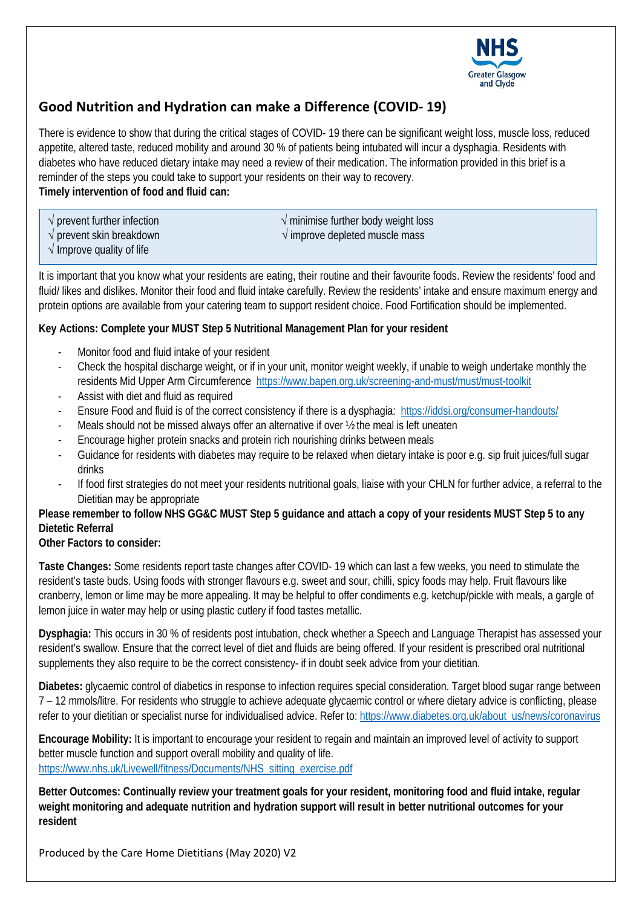NHS Greater Glasgow and Clyde

## Good Nutrition and Hydration can make a Difference (COVID- 19)

There is evidence to show that during the critical stages of COVID- 19 there can be significant weight loss, muscle loss, reduced appetite, altered taste, reduced mobility and around 30 % of patients being intubated will incur a dysphagia. Residents with diabetes who have reduced dietary intake may need a review of their medication. The information provided in this brief is a reminder of the steps you could take to support your residents on their way to recovery.

**Timely intervention of food and fluid can:**

- √ prevent further infection
- √ prevent skin breakdown
- √ Improve quality of life
- √ minimise further body weight loss
- √ improve depleted muscle mass

It is important that you know what your residents are eating, their routine and their favourite foods. Review the residents' food and fluid/ likes and dislikes. Monitor their food and fluid intake carefully. Review the residents' intake and ensure maximum energy and protein options are available from your catering team to support resident choice. Food Fortification should be implemented.

**Key Actions: Complete your MUST Step 5 Nutritional Management Plan for your resident**

- Monitor food and fluid intake of your resident
- Check the hospital discharge weight, or if in your unit, monitor weight weekly, if unable to weigh undertake monthly the residents Mid Upper Arm Circumference https://www.bapen.org.uk/screening-and-must/must/must-toolkit
- Assist with diet and fluid as required
- Ensure Food and fluid is of the correct consistency if there is a dysphagia: https://iddsi.org/consumer-handouts/
- Meals should not be missed always offer an alternative if over ½ the meal is left uneaten
- Encourage higher protein snacks and protein rich nourishing drinks between meals
- Guidance for residents with diabetes may require to be relaxed when dietary intake is poor e.g. sip fruit juices/full sugar drinks
- If food first strategies do not meet your residents nutritional goals, liaise with your CHLN for further advice, a referral to the Dietitian may be appropriate

**Please remember to follow NHS GG&C MUST Step 5 guidance and attach a copy of your residents MUST Step 5 to any Dietetic Referral**

**Other Factors to consider:**

**Taste Changes:** Some residents report taste changes after COVID- 19 which can last a few weeks, you need to stimulate the resident's taste buds. Using foods with stronger flavours e.g. sweet and sour, chilli, spicy foods may help. Fruit flavours like cranberry, lemon or lime may be more appealing. It may be helpful to offer condiments e.g. ketchup/pickle with meals, a gargle of lemon juice in water may help or using plastic cutlery if food tastes metallic.

**Dysphagia:** This occurs in 30 % of residents post intubation, check whether a Speech and Language Therapist has assessed your resident's swallow. Ensure that the correct level of diet and fluids are being offered. If your resident is prescribed oral nutritional supplements they also require to be the correct consistency- if in doubt seek advice from your dietitian.

**Diabetes:** glycaemic control of diabetics in response to infection requires special consideration. Target blood sugar range between 7 – 12 mmols/litre. For residents who struggle to achieve adequate glycaemic control or where dietary advice is conflicting, please refer to your dietitian or specialist nurse for individualised advice. Refer to: https://www.diabetes.org.uk/about_us/news/coronavirus

**Encourage Mobility:** It is important to encourage your resident to regain and maintain an improved level of activity to support better muscle function and support overall mobility and quality of life.
https://www.nhs.uk/Livewell/fitness/Documents/NHS_sitting_exercise.pdf

**Better Outcomes: Continually review your treatment goals for your resident, monitoring food and fluid intake, regular weight monitoring and adequate nutrition and hydration support will result in better nutritional outcomes for your resident**

Produced by the Care Home Dietitians (May 2020) V2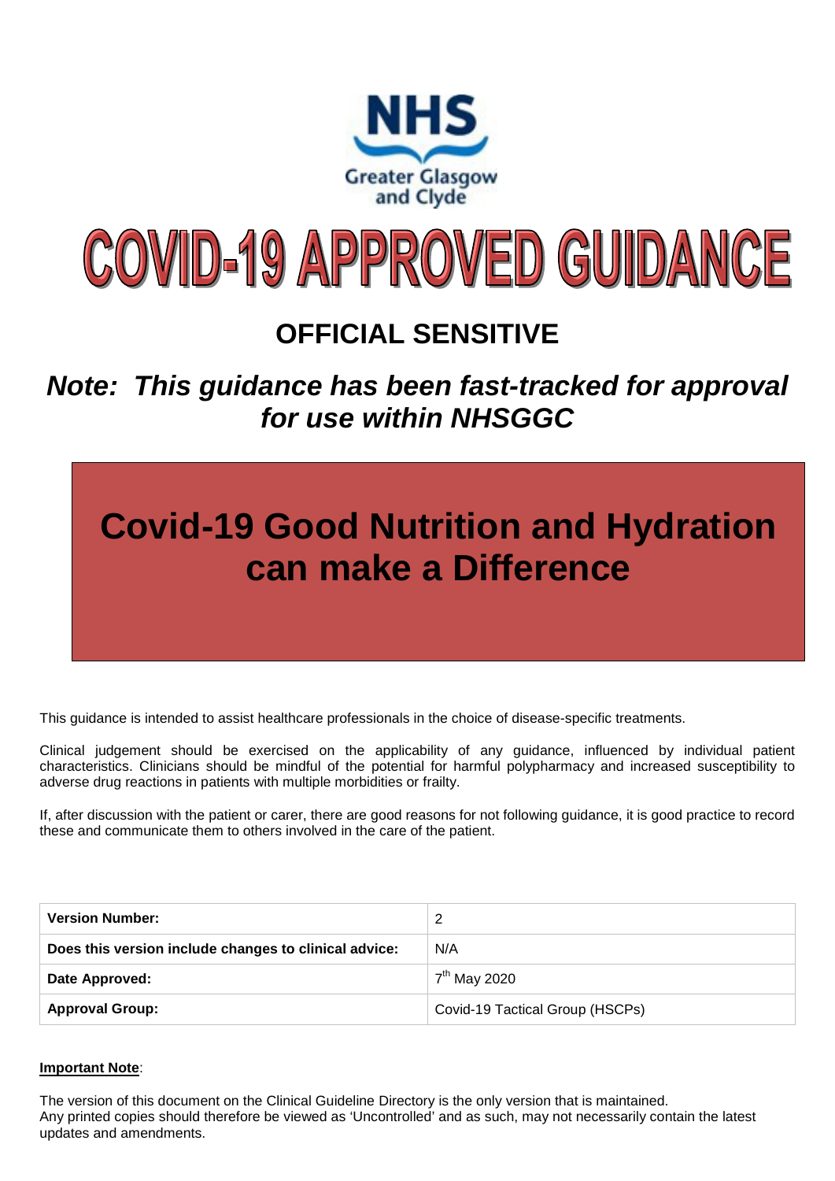NHS Greater Glasgow and Clyde

# COVID-19 APPROVED GUIDANCE

## OFFICIAL SENSITIVE

## *Note: This guidance has been fast-tracked for approval for use within NHSGGC*

# Covid-19 Good Nutrition and Hydration can make a Difference

This guidance is intended to assist healthcare professionals in the choice of disease-specific treatments.

Clinical judgement should be exercised on the applicability of any guidance, influenced by individual patient characteristics. Clinicians should be mindful of the potential for harmful polypharmacy and increased susceptibility to adverse drug reactions in patients with multiple morbidities or frailty.

If, after discussion with the patient or carer, there are good reasons for not following guidance, it is good practice to record these and communicate them to others involved in the care of the patient.

| | |
|---|---|
| **Version Number:** | 2 |
| **Does this version include changes to clinical advice:** | N/A |
| **Date Approved:** | 7th May 2020 |
| **Approval Group:** | Covid-19 Tactical Group (HSCPs) |

**Important Note**:

The version of this document on the Clinical Guideline Directory is the only version that is maintained.
Any printed copies should therefore be viewed as 'Uncontrolled' and as such, may not necessarily contain the latest updates and amendments.